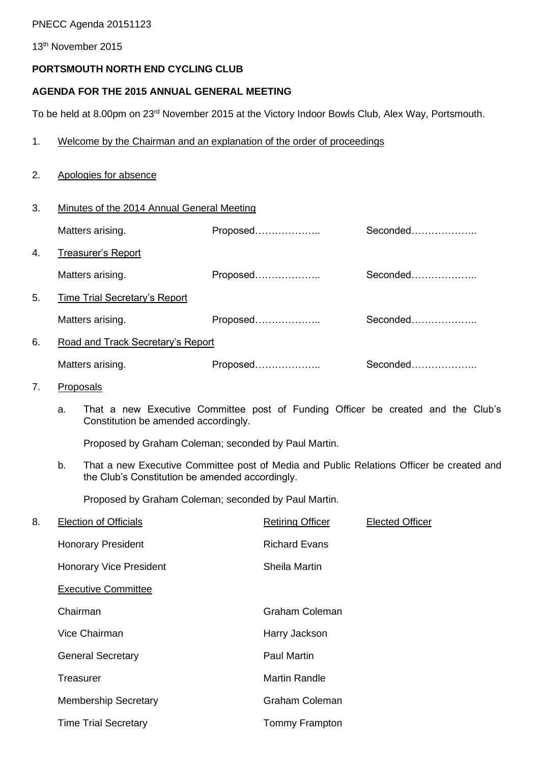PNECC Agenda 20151123

13th November 2015

**PORTSMOUTH NORTH END CYCLING CLUB**

**AGENDA FOR THE 2015 ANNUAL GENERAL MEETING**

To be held at 8.00pm on 23rd November 2015 at the Victory Indoor Bowls Club, Alex Way, Portsmouth.

1. Welcome by the Chairman and an explanation of the order of proceedings

2. Apologies for absence

3. Minutes of the 2014 Annual General Meeting

   Matters arising. Proposed……………….. Seconded………………..

4. Treasurer's Report

   Matters arising. Proposed……………….. Seconded………………..

5. Time Trial Secretary's Report

   Matters arising. Proposed……………….. Seconded………………..

6. Road and Track Secretary's Report

   Matters arising. Proposed……………….. Seconded………………..

7. Proposals

   a. That a new Executive Committee post of Funding Officer be created and the Club's Constitution be amended accordingly.

      Proposed by Graham Coleman; seconded by Paul Martin.

   b. That a new Executive Committee post of Media and Public Relations Officer be created and the Club's Constitution be amended accordingly.

      Proposed by Graham Coleman; seconded by Paul Martin.

8. Election of Officials

| Election of Officials | Retiring Officer | Elected Officer |
|---|---|---|
| Honorary President | Richard Evans | |
| Honorary Vice President | Sheila Martin | |
| Executive Committee | | |
| Chairman | Graham Coleman | |
| Vice Chairman | Harry Jackson | |
| General Secretary | Paul Martin | |
| Treasurer | Martin Randle | |
| Membership Secretary | Graham Coleman | |
| Time Trial Secretary | Tommy Frampton | |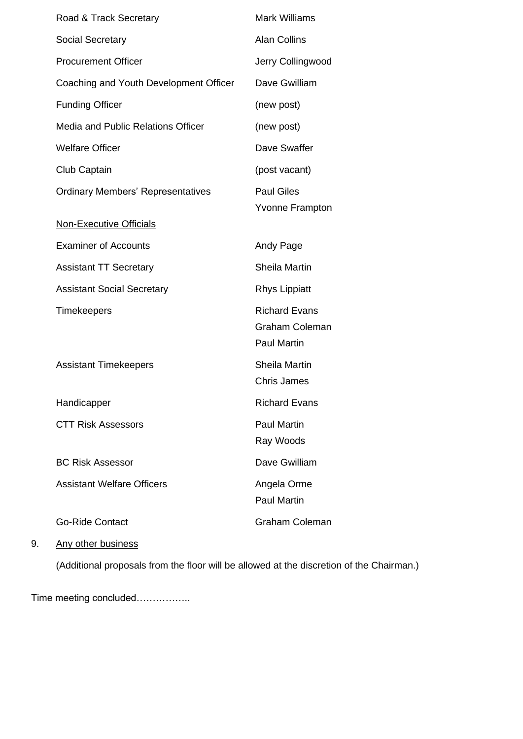| | |
|---|---|
| Road & Track Secretary | Mark Williams |
| Social Secretary | Alan Collins |
| Procurement Officer | Jerry Collingwood |
| Coaching and Youth Development Officer | Dave Gwilliam |
| Funding Officer | (new post) |
| Media and Public Relations Officer | (new post) |
| Welfare Officer | Dave Swaffer |
| Club Captain | (post vacant) |
| Ordinary Members' Representatives | Paul Giles<br>Yvonne Frampton |

Non-Executive Officials

| | |
|---|---|
| Examiner of Accounts | Andy Page |
| Assistant TT Secretary | Sheila Martin |
| Assistant Social Secretary | Rhys Lippiatt |
| Timekeepers | Richard Evans<br>Graham Coleman<br>Paul Martin |
| Assistant Timekeepers | Sheila Martin<br>Chris James |
| Handicapper | Richard Evans |
| CTT Risk Assessors | Paul Martin<br>Ray Woods |
| BC Risk Assessor | Dave Gwilliam |
| Assistant Welfare Officers | Angela Orme<br>Paul Martin |
| Go-Ride Contact | Graham Coleman |

9. Any other business

   (Additional proposals from the floor will be allowed at the discretion of the Chairman.)

Time meeting concluded……………..